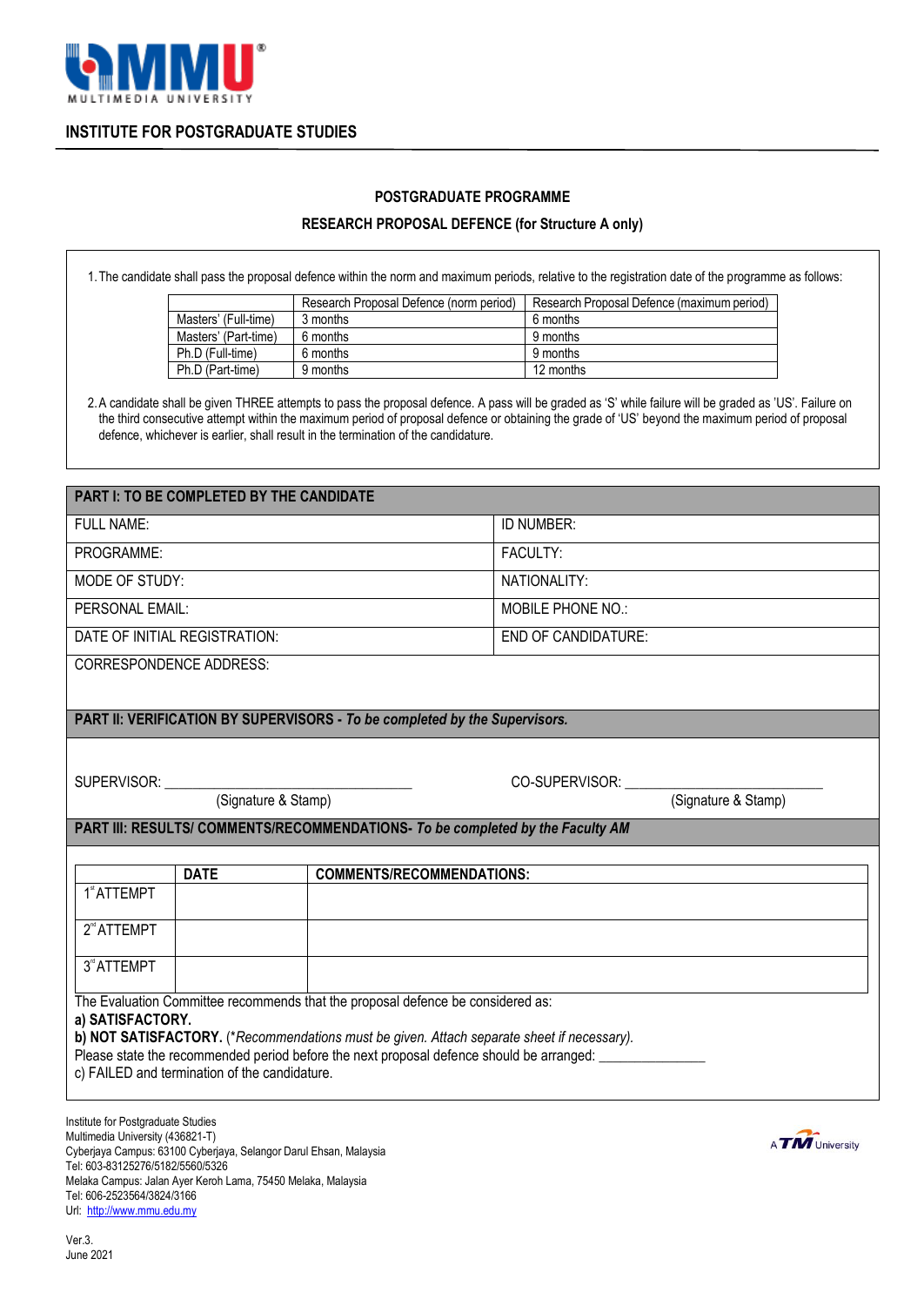MULTIMEDIA UNIVERSITY

## INSTITUTE FOR POSTGRADUATE STUDIES

### POSTGRADUATE PROGRAMME

### RESEARCH PROPOSAL DEFENCE (for Structure A only)

1. The candidate shall pass the proposal defence within the norm and maximum periods, relative to the registration date of the programme as follows:

| | Research Proposal Defence (norm period) | Research Proposal Defence (maximum period) |
|---|---|---|
| Masters' (Full-time) | 3 months | 6 months |
| Masters' (Part-time) | 6 months | 9 months |
| Ph.D (Full-time) | 6 months | 9 months |
| Ph.D (Part-time) | 9 months | 12 months |

2. A candidate shall be given THREE attempts to pass the proposal defence. A pass will be graded as 'S' while failure will be graded as 'US'. Failure on the third consecutive attempt within the maximum period of proposal defence or obtaining the grade of 'US' beyond the maximum period of proposal defence, whichever is earlier, shall result in the termination of the candidature.

**PART I: TO BE COMPLETED BY THE CANDIDATE**

| | |
|---|---|
| FULL NAME: | ID NUMBER: |
| PROGRAMME: | FACULTY: |
| MODE OF STUDY: | NATIONALITY: |
| PERSONAL EMAIL: | MOBILE PHONE NO.: |
| DATE OF INITIAL REGISTRATION: | END OF CANDIDATURE: |
| CORRESPONDENCE ADDRESS: | |

**PART II: VERIFICATION BY SUPERVISORS -** ***To be completed by the Supervisors.***

SUPERVISOR: ________________________________
(Signature & Stamp)

CO-SUPERVISOR: ____________________________
(Signature & Stamp)

**PART III: RESULTS/ COMMENTS/RECOMMENDATIONS-** ***To be completed by the Faculty AM***

| | DATE | COMMENTS/RECOMMENDATIONS: |
|---|---|---|
| 1st ATTEMPT | | |
| 2nd ATTEMPT | | |
| 3rd ATTEMPT | | |

The Evaluation Committee recommends that the proposal defence be considered as:

**a) SATISFACTORY.**

**b) NOT SATISFACTORY.** (*\*Recommendations must be given. Attach separate sheet if necessary).*

Please state the recommended period before the next proposal defence should be arranged: ______________

c) FAILED and termination of the candidature.

Institute for Postgraduate Studies
Multimedia University (436821-T)
Cyberjaya Campus: 63100 Cyberjaya, Selangor Darul Ehsan, Malaysia
Tel: 603-83125276/5182/5560/5326
Melaka Campus: Jalan Ayer Keroh Lama, 75450 Melaka, Malaysia
Tel: 606-2523564/3824/3166
Url: http://www.mmu.edu.my

A TM University

Ver.3.
June 2021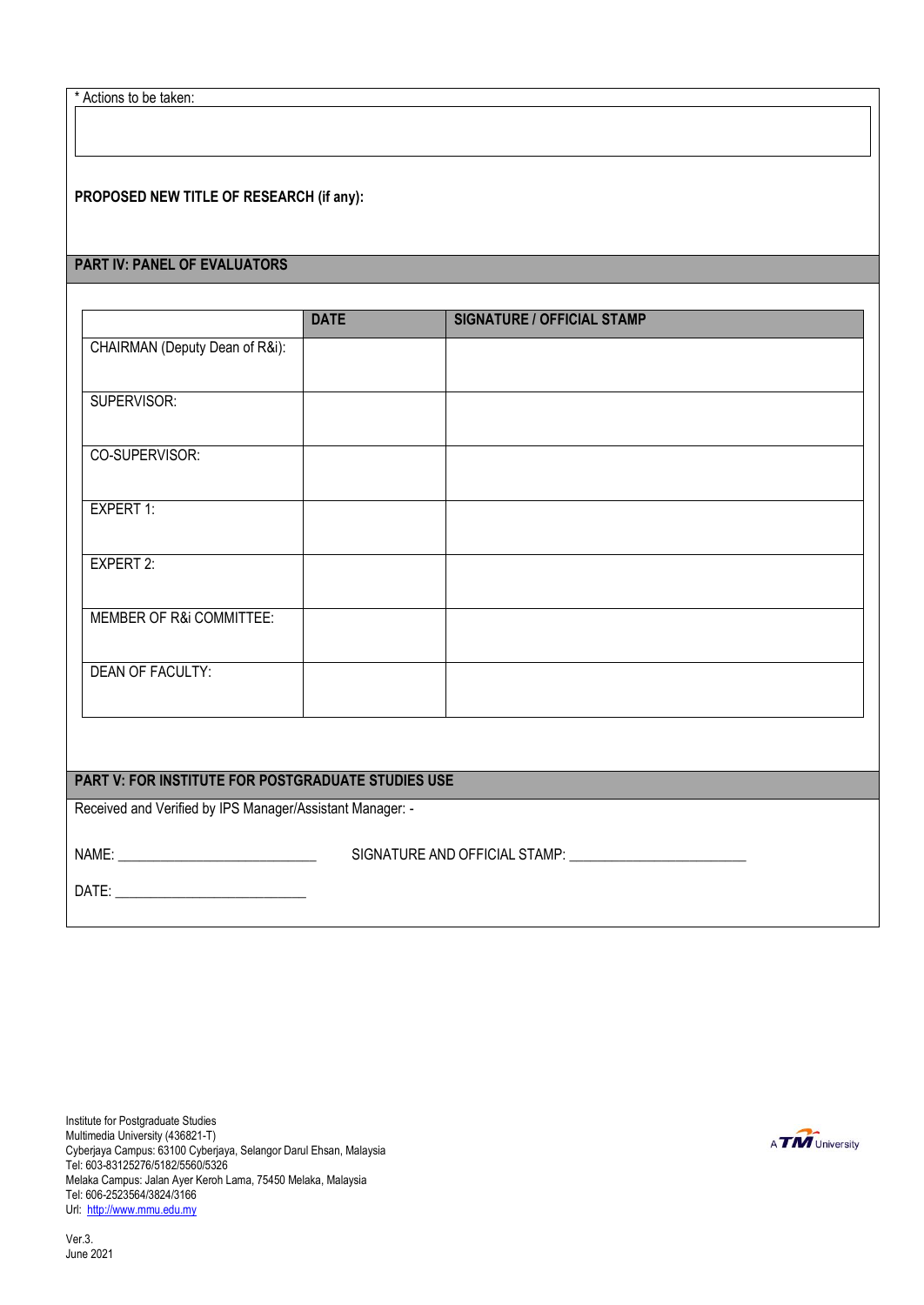* Actions to be taken:

**PROPOSED NEW TITLE OF RESEARCH (if any):**

## PART IV: PANEL OF EVALUATORS

| | DATE | SIGNATURE / OFFICIAL STAMP |
|---|---|---|
| CHAIRMAN (Deputy Dean of R&i): | | |
| SUPERVISOR: | | |
| CO-SUPERVISOR: | | |
| EXPERT 1: | | |
| EXPERT 2: | | |
| MEMBER OF R&i COMMITTEE: | | |
| DEAN OF FACULTY: | | |

## PART V: FOR INSTITUTE FOR POSTGRADUATE STUDIES USE

Received and Verified by IPS Manager/Assistant Manager: -

NAME: ___________________________ SIGNATURE AND OFFICIAL STAMP: ________________________

DATE: __________________________

Institute for Postgraduate Studies
Multimedia University (436821-T)
Cyberjaya Campus: 63100 Cyberjaya, Selangor Darul Ehsan, Malaysia
Tel: 603-83125276/5182/5560/5326
Melaka Campus: Jalan Ayer Keroh Lama, 75450 Melaka, Malaysia
Tel: 606-2523564/3824/3166
Url: http://www.mmu.edu.my

A TM University

Ver.3.
June 2021